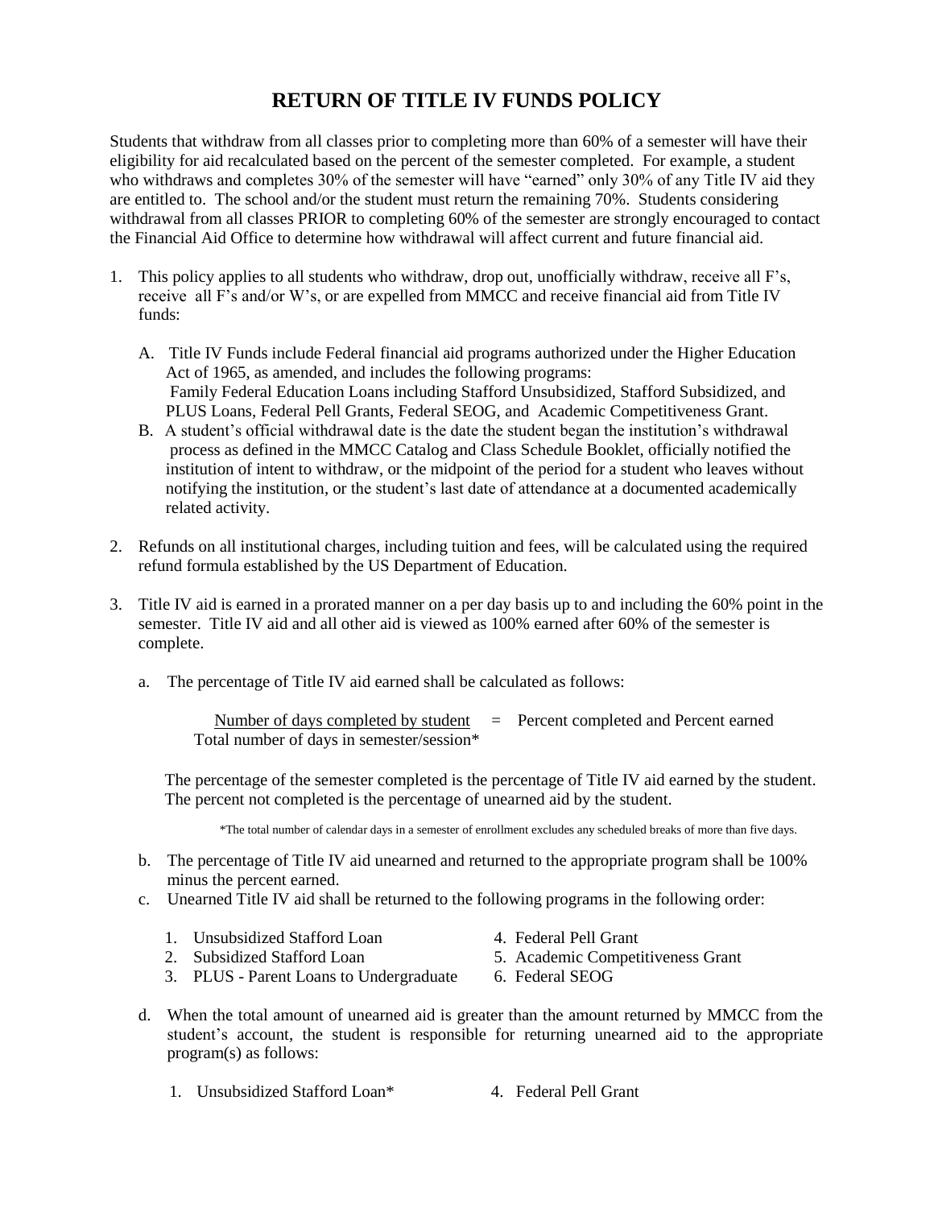# RETURN OF TITLE IV FUNDS POLICY

Students that withdraw from all classes prior to completing more than 60% of a semester will have their eligibility for aid recalculated based on the percent of the semester completed. For example, a student who withdraws and completes 30% of the semester will have "earned" only 30% of any Title IV aid they are entitled to. The school and/or the student must return the remaining 70%. Students considering withdrawal from all classes PRIOR to completing 60% of the semester are strongly encouraged to contact the Financial Aid Office to determine how withdrawal will affect current and future financial aid.

1. This policy applies to all students who withdraw, drop out, unofficially withdraw, receive all F's, receive all F's and/or W's, or are expelled from MMCC and receive financial aid from Title IV funds:

   A. Title IV Funds include Federal financial aid programs authorized under the Higher Education Act of 1965, as amended, and includes the following programs: Family Federal Education Loans including Stafford Unsubsidized, Stafford Subsidized, and PLUS Loans, Federal Pell Grants, Federal SEOG, and Academic Competitiveness Grant.

   B. A student's official withdrawal date is the date the student began the institution's withdrawal process as defined in the MMCC Catalog and Class Schedule Booklet, officially notified the institution of intent to withdraw, or the midpoint of the period for a student who leaves without notifying the institution, or the student's last date of attendance at a documented academically related activity.

2. Refunds on all institutional charges, including tuition and fees, will be calculated using the required refund formula established by the US Department of Education.

3. Title IV aid is earned in a prorated manner on a per day basis up to and including the 60% point in the semester. Title IV aid and all other aid is viewed as 100% earned after 60% of the semester is complete.

   a. The percentage of Title IV aid earned shall be calculated as follows:

   $$\frac{\text{Number of days completed by student}}{\text{Total number of days in semester/session*}} = \text{Percent completed and Percent earned}$$

   The percentage of the semester completed is the percentage of Title IV aid earned by the student. The percent not completed is the percentage of unearned aid by the student.

   *The total number of calendar days in a semester of enrollment excludes any scheduled breaks of more than five days.

   b. The percentage of Title IV aid unearned and returned to the appropriate program shall be 100% minus the percent earned.

   c. Unearned Title IV aid shall be returned to the following programs in the following order:

      1. Unsubsidized Stafford Loan
      2. Subsidized Stafford Loan
      3. PLUS - Parent Loans to Undergraduate
      4. Federal Pell Grant
      5. Academic Competitiveness Grant
      6. Federal SEOG

   d. When the total amount of unearned aid is greater than the amount returned by MMCC from the student's account, the student is responsible for returning unearned aid to the appropriate program(s) as follows:

      1. Unsubsidized Stafford Loan*
      4. Federal Pell Grant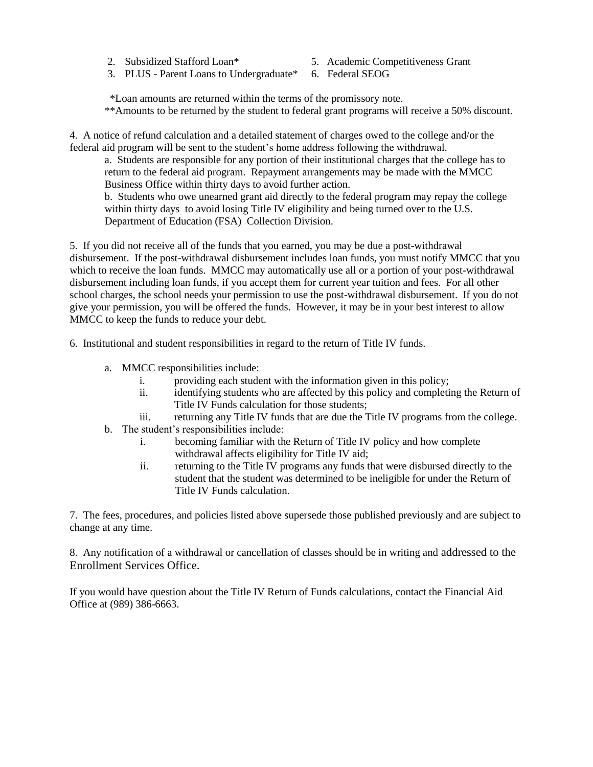2. Subsidized Stafford Loan*
3. PLUS - Parent Loans to Undergraduate*
5. Academic Competitiveness Grant
6. Federal SEOG

*Loan amounts are returned within the terms of the promissory note.
**Amounts to be returned by the student to federal grant programs will receive a 50% discount.

4. A notice of refund calculation and a detailed statement of charges owed to the college and/or the federal aid program will be sent to the student's home address following the withdrawal.

a. Students are responsible for any portion of their institutional charges that the college has to return to the federal aid program. Repayment arrangements may be made with the MMCC Business Office within thirty days to avoid further action.

b. Students who owe unearned grant aid directly to the federal program may repay the college within thirty days to avoid losing Title IV eligibility and being turned over to the U.S. Department of Education (FSA) Collection Division.

5. If you did not receive all of the funds that you earned, you may be due a post-withdrawal disbursement. If the post-withdrawal disbursement includes loan funds, you must notify MMCC that you which to receive the loan funds. MMCC may automatically use all or a portion of your post-withdrawal disbursement including loan funds, if you accept them for current year tuition and fees. For all other school charges, the school needs your permission to use the post-withdrawal disbursement. If you do not give your permission, you will be offered the funds. However, it may be in your best interest to allow MMCC to keep the funds to reduce your debt.

6. Institutional and student responsibilities in regard to the return of Title IV funds.

a. MMCC responsibilities include:
   i. providing each student with the information given in this policy;
   ii. identifying students who are affected by this policy and completing the Return of Title IV Funds calculation for those students;
   iii. returning any Title IV funds that are due the Title IV programs from the college.

b. The student's responsibilities include:
   i. becoming familiar with the Return of Title IV policy and how complete withdrawal affects eligibility for Title IV aid;
   ii. returning to the Title IV programs any funds that were disbursed directly to the student that the student was determined to be ineligible for under the Return of Title IV Funds calculation.

7. The fees, procedures, and policies listed above supersede those published previously and are subject to change at any time.

8. Any notification of a withdrawal or cancellation of classes should be in writing and addressed to the Enrollment Services Office.

If you would have question about the Title IV Return of Funds calculations, contact the Financial Aid Office at (989) 386-6663.